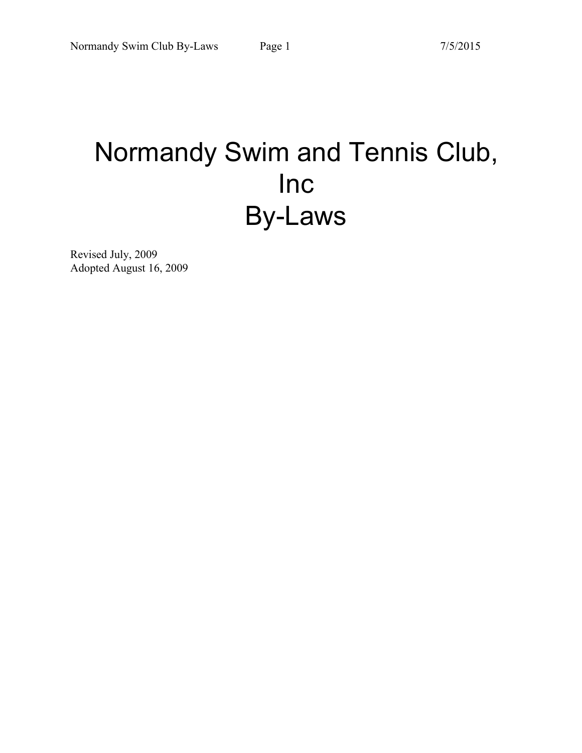# Normandy Swim and Tennis Club, Inc By-Laws

Revised July, 2009
Adopted August 16, 2009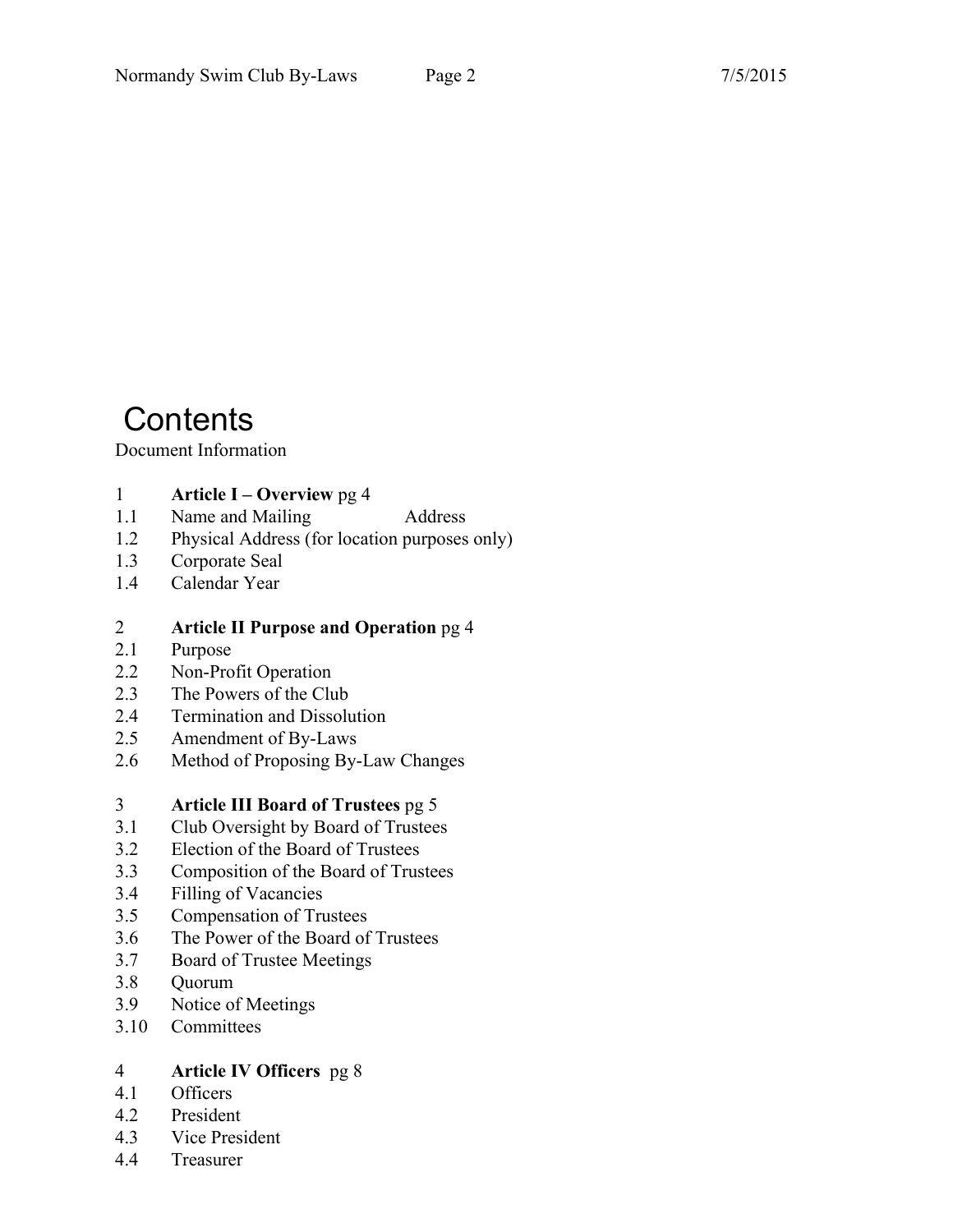# Contents

Document Information

1 **Article I – Overview** pg 4
1.1 Name and Mailing Address
1.2 Physical Address (for location purposes only)
1.3 Corporate Seal
1.4 Calendar Year

2 **Article II Purpose and Operation** pg 4
2.1 Purpose
2.2 Non-Profit Operation
2.3 The Powers of the Club
2.4 Termination and Dissolution
2.5 Amendment of By-Laws
2.6 Method of Proposing By-Law Changes

3 **Article III Board of Trustees** pg 5
3.1 Club Oversight by Board of Trustees
3.2 Election of the Board of Trustees
3.3 Composition of the Board of Trustees
3.4 Filling of Vacancies
3.5 Compensation of Trustees
3.6 The Power of the Board of Trustees
3.7 Board of Trustee Meetings
3.8 Quorum
3.9 Notice of Meetings
3.10 Committees

4 **Article IV Officers** pg 8
4.1 Officers
4.2 President
4.3 Vice President
4.4 Treasurer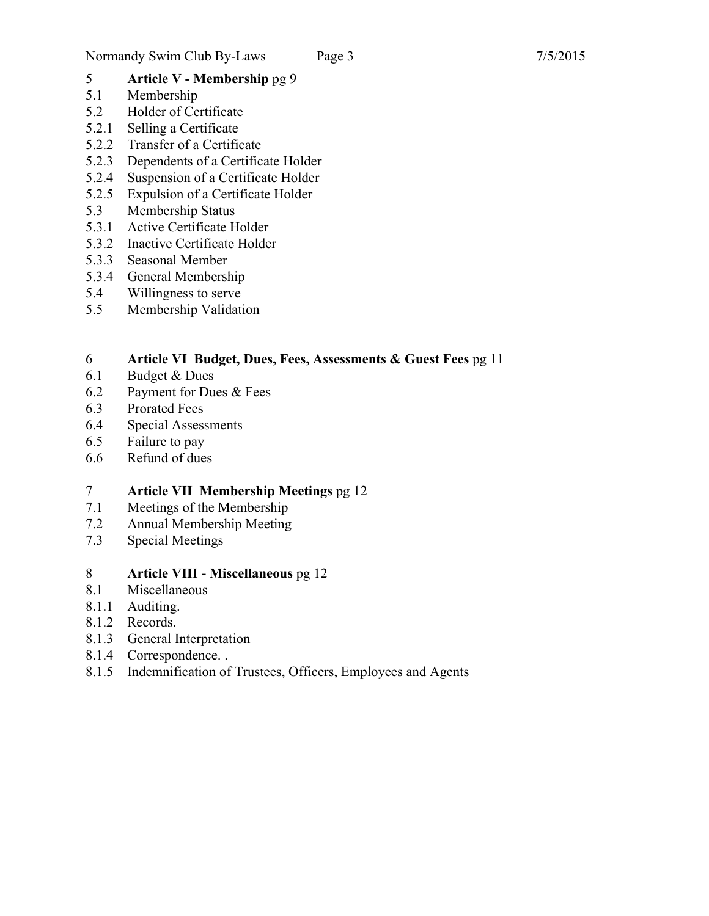5 **Article V - Membership** pg 9
5.1 Membership
5.2 Holder of Certificate
5.2.1 Selling a Certificate
5.2.2 Transfer of a Certificate
5.2.3 Dependents of a Certificate Holder
5.2.4 Suspension of a Certificate Holder
5.2.5 Expulsion of a Certificate Holder
5.3 Membership Status
5.3.1 Active Certificate Holder
5.3.2 Inactive Certificate Holder
5.3.3 Seasonal Member
5.3.4 General Membership
5.4 Willingness to serve
5.5 Membership Validation

6 **Article VI Budget, Dues, Fees, Assessments & Guest Fees** pg 11
6.1 Budget & Dues
6.2 Payment for Dues & Fees
6.3 Prorated Fees
6.4 Special Assessments
6.5 Failure to pay
6.6 Refund of dues

7 **Article VII Membership Meetings** pg 12
7.1 Meetings of the Membership
7.2 Annual Membership Meeting
7.3 Special Meetings

8 **Article VIII - Miscellaneous** pg 12
8.1 Miscellaneous
8.1.1 Auditing.
8.1.2 Records.
8.1.3 General Interpretation
8.1.4 Correspondence. .
8.1.5 Indemnification of Trustees, Officers, Employees and Agents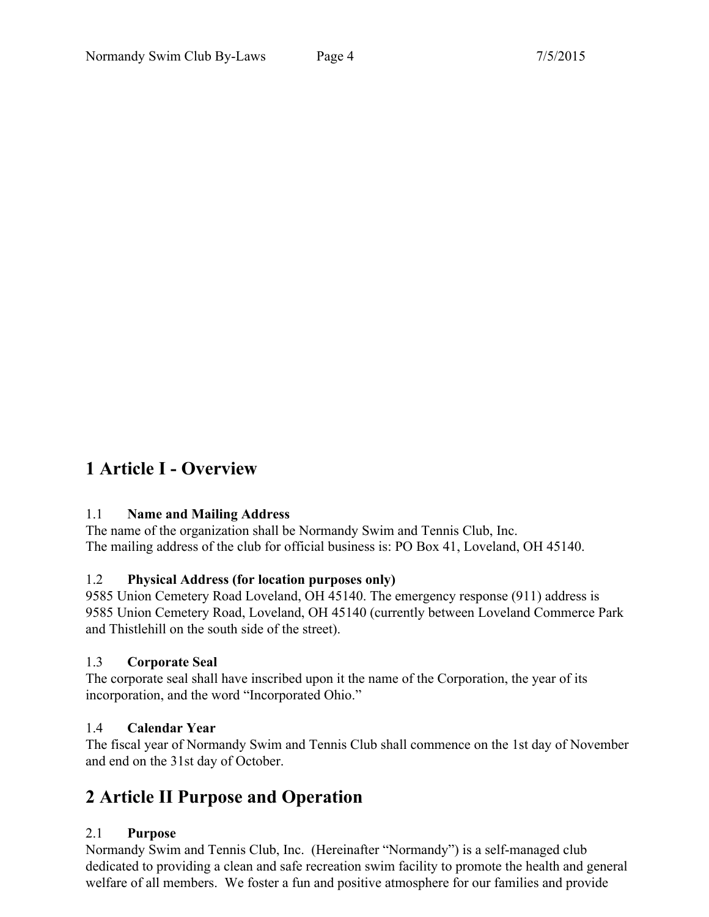# 1 Article I - Overview

### 1.1 Name and Mailing Address

The name of the organization shall be Normandy Swim and Tennis Club, Inc.
The mailing address of the club for official business is: PO Box 41, Loveland, OH 45140.

### 1.2 Physical Address (for location purposes only)

9585 Union Cemetery Road Loveland, OH 45140. The emergency response (911) address is 9585 Union Cemetery Road, Loveland, OH 45140 (currently between Loveland Commerce Park and Thistlehill on the south side of the street).

### 1.3 Corporate Seal

The corporate seal shall have inscribed upon it the name of the Corporation, the year of its incorporation, and the word "Incorporated Ohio."

### 1.4 Calendar Year

The fiscal year of Normandy Swim and Tennis Club shall commence on the 1st day of November and end on the 31st day of October.

# 2 Article II Purpose and Operation

### 2.1 Purpose

Normandy Swim and Tennis Club, Inc. (Hereinafter "Normandy") is a self-managed club dedicated to providing a clean and safe recreation swim facility to promote the health and general welfare of all members. We foster a fun and positive atmosphere for our families and provide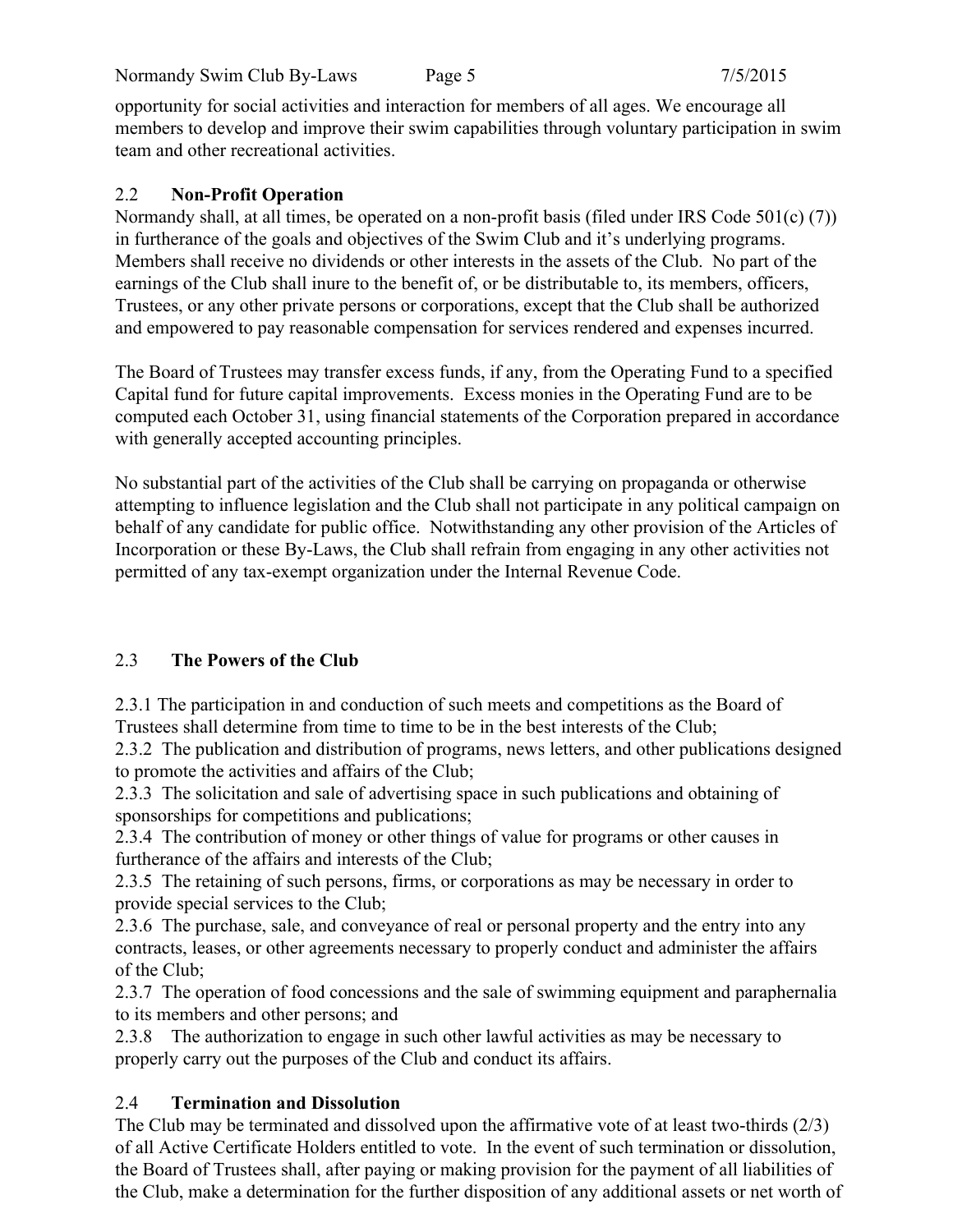opportunity for social activities and interaction for members of all ages. We encourage all members to develop and improve their swim capabilities through voluntary participation in swim team and other recreational activities.

## 2.2 **Non-Profit Operation**

Normandy shall, at all times, be operated on a non-profit basis (filed under IRS Code 501(c) (7)) in furtherance of the goals and objectives of the Swim Club and it's underlying programs. Members shall receive no dividends or other interests in the assets of the Club. No part of the earnings of the Club shall inure to the benefit of, or be distributable to, its members, officers, Trustees, or any other private persons or corporations, except that the Club shall be authorized and empowered to pay reasonable compensation for services rendered and expenses incurred.

The Board of Trustees may transfer excess funds, if any, from the Operating Fund to a specified Capital fund for future capital improvements. Excess monies in the Operating Fund are to be computed each October 31, using financial statements of the Corporation prepared in accordance with generally accepted accounting principles.

No substantial part of the activities of the Club shall be carrying on propaganda or otherwise attempting to influence legislation and the Club shall not participate in any political campaign on behalf of any candidate for public office. Notwithstanding any other provision of the Articles of Incorporation or these By-Laws, the Club shall refrain from engaging in any other activities not permitted of any tax-exempt organization under the Internal Revenue Code.

## 2.3 **The Powers of the Club**

2.3.1 The participation in and conduction of such meets and competitions as the Board of Trustees shall determine from time to time to be in the best interests of the Club;
2.3.2 The publication and distribution of programs, news letters, and other publications designed to promote the activities and affairs of the Club;
2.3.3 The solicitation and sale of advertising space in such publications and obtaining of sponsorships for competitions and publications;
2.3.4 The contribution of money or other things of value for programs or other causes in furtherance of the affairs and interests of the Club;
2.3.5 The retaining of such persons, firms, or corporations as may be necessary in order to provide special services to the Club;
2.3.6 The purchase, sale, and conveyance of real or personal property and the entry into any contracts, leases, or other agreements necessary to properly conduct and administer the affairs of the Club;
2.3.7 The operation of food concessions and the sale of swimming equipment and paraphernalia to its members and other persons; and
2.3.8 The authorization to engage in such other lawful activities as may be necessary to properly carry out the purposes of the Club and conduct its affairs.

## 2.4 **Termination and Dissolution**

The Club may be terminated and dissolved upon the affirmative vote of at least two-thirds (2/3) of all Active Certificate Holders entitled to vote. In the event of such termination or dissolution, the Board of Trustees shall, after paying or making provision for the payment of all liabilities of the Club, make a determination for the further disposition of any additional assets or net worth of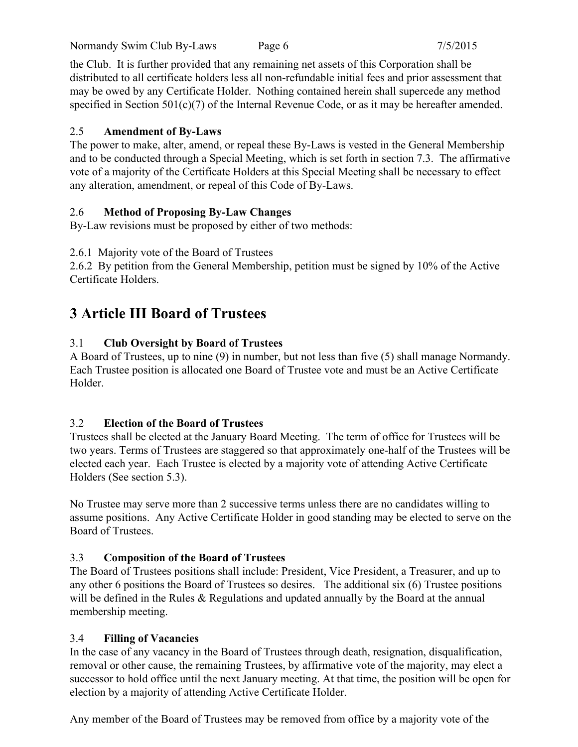the Club. It is further provided that any remaining net assets of this Corporation shall be distributed to all certificate holders less all non-refundable initial fees and prior assessment that may be owed by any Certificate Holder. Nothing contained herein shall supercede any method specified in Section 501(c)(7) of the Internal Revenue Code, or as it may be hereafter amended.

### 2.5 **Amendment of By-Laws**

The power to make, alter, amend, or repeal these By-Laws is vested in the General Membership and to be conducted through a Special Meeting, which is set forth in section 7.3. The affirmative vote of a majority of the Certificate Holders at this Special Meeting shall be necessary to effect any alteration, amendment, or repeal of this Code of By-Laws.

### 2.6 **Method of Proposing By-Law Changes**

By-Law revisions must be proposed by either of two methods:

2.6.1 Majority vote of the Board of Trustees
2.6.2 By petition from the General Membership, petition must be signed by 10% of the Active Certificate Holders.

# 3 Article III Board of Trustees

### 3.1 **Club Oversight by Board of Trustees**

A Board of Trustees, up to nine (9) in number, but not less than five (5) shall manage Normandy. Each Trustee position is allocated one Board of Trustee vote and must be an Active Certificate Holder.

### 3.2 **Election of the Board of Trustees**

Trustees shall be elected at the January Board Meeting. The term of office for Trustees will be two years. Terms of Trustees are staggered so that approximately one-half of the Trustees will be elected each year. Each Trustee is elected by a majority vote of attending Active Certificate Holders (See section 5.3).

No Trustee may serve more than 2 successive terms unless there are no candidates willing to assume positions. Any Active Certificate Holder in good standing may be elected to serve on the Board of Trustees.

### 3.3 **Composition of the Board of Trustees**

The Board of Trustees positions shall include: President, Vice President, a Treasurer, and up to any other 6 positions the Board of Trustees so desires. The additional six (6) Trustee positions will be defined in the Rules & Regulations and updated annually by the Board at the annual membership meeting.

### 3.4 **Filling of Vacancies**

In the case of any vacancy in the Board of Trustees through death, resignation, disqualification, removal or other cause, the remaining Trustees, by affirmative vote of the majority, may elect a successor to hold office until the next January meeting. At that time, the position will be open for election by a majority of attending Active Certificate Holder.

Any member of the Board of Trustees may be removed from office by a majority vote of the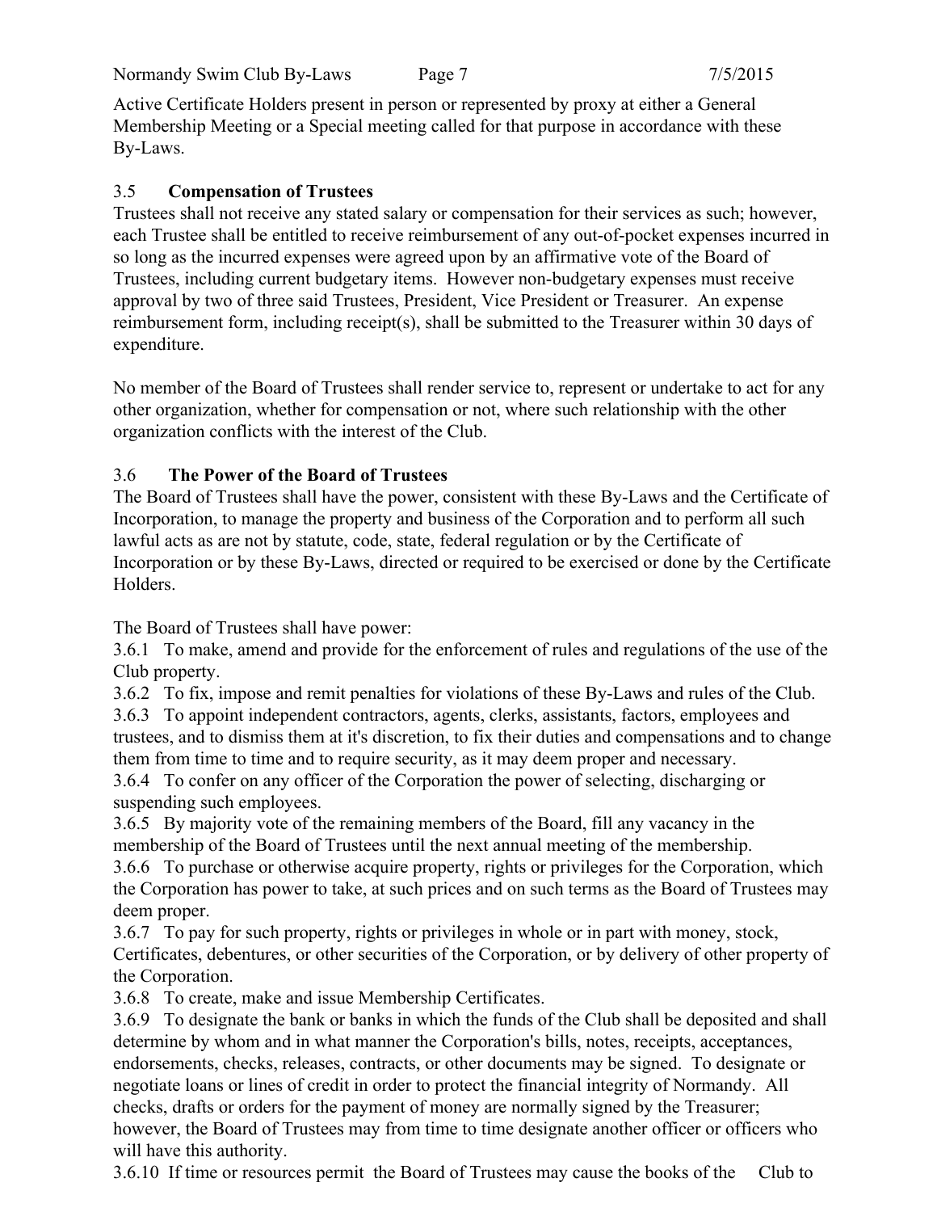Active Certificate Holders present in person or represented by proxy at either a General Membership Meeting or a Special meeting called for that purpose in accordance with these By-Laws.

### 3.5 Compensation of Trustees

Trustees shall not receive any stated salary or compensation for their services as such; however, each Trustee shall be entitled to receive reimbursement of any out-of-pocket expenses incurred in so long as the incurred expenses were agreed upon by an affirmative vote of the Board of Trustees, including current budgetary items. However non-budgetary expenses must receive approval by two of three said Trustees, President, Vice President or Treasurer. An expense reimbursement form, including receipt(s), shall be submitted to the Treasurer within 30 days of expenditure.

No member of the Board of Trustees shall render service to, represent or undertake to act for any other organization, whether for compensation or not, where such relationship with the other organization conflicts with the interest of the Club.

### 3.6 The Power of the Board of Trustees

The Board of Trustees shall have the power, consistent with these By-Laws and the Certificate of Incorporation, to manage the property and business of the Corporation and to perform all such lawful acts as are not by statute, code, state, federal regulation or by the Certificate of Incorporation or by these By-Laws, directed or required to be exercised or done by the Certificate Holders.

The Board of Trustees shall have power:

3.6.1 To make, amend and provide for the enforcement of rules and regulations of the use of the Club property.

3.6.2 To fix, impose and remit penalties for violations of these By-Laws and rules of the Club.

3.6.3 To appoint independent contractors, agents, clerks, assistants, factors, employees and trustees, and to dismiss them at it's discretion, to fix their duties and compensations and to change them from time to time and to require security, as it may deem proper and necessary.

3.6.4 To confer on any officer of the Corporation the power of selecting, discharging or suspending such employees.

3.6.5 By majority vote of the remaining members of the Board, fill any vacancy in the membership of the Board of Trustees until the next annual meeting of the membership.

3.6.6 To purchase or otherwise acquire property, rights or privileges for the Corporation, which the Corporation has power to take, at such prices and on such terms as the Board of Trustees may deem proper.

3.6.7 To pay for such property, rights or privileges in whole or in part with money, stock, Certificates, debentures, or other securities of the Corporation, or by delivery of other property of the Corporation.

3.6.8 To create, make and issue Membership Certificates.

3.6.9 To designate the bank or banks in which the funds of the Club shall be deposited and shall determine by whom and in what manner the Corporation's bills, notes, receipts, acceptances, endorsements, checks, releases, contracts, or other documents may be signed. To designate or negotiate loans or lines of credit in order to protect the financial integrity of Normandy. All checks, drafts or orders for the payment of money are normally signed by the Treasurer; however, the Board of Trustees may from time to time designate another officer or officers who will have this authority.

3.6.10 If time or resources permit the Board of Trustees may cause the books of the Club to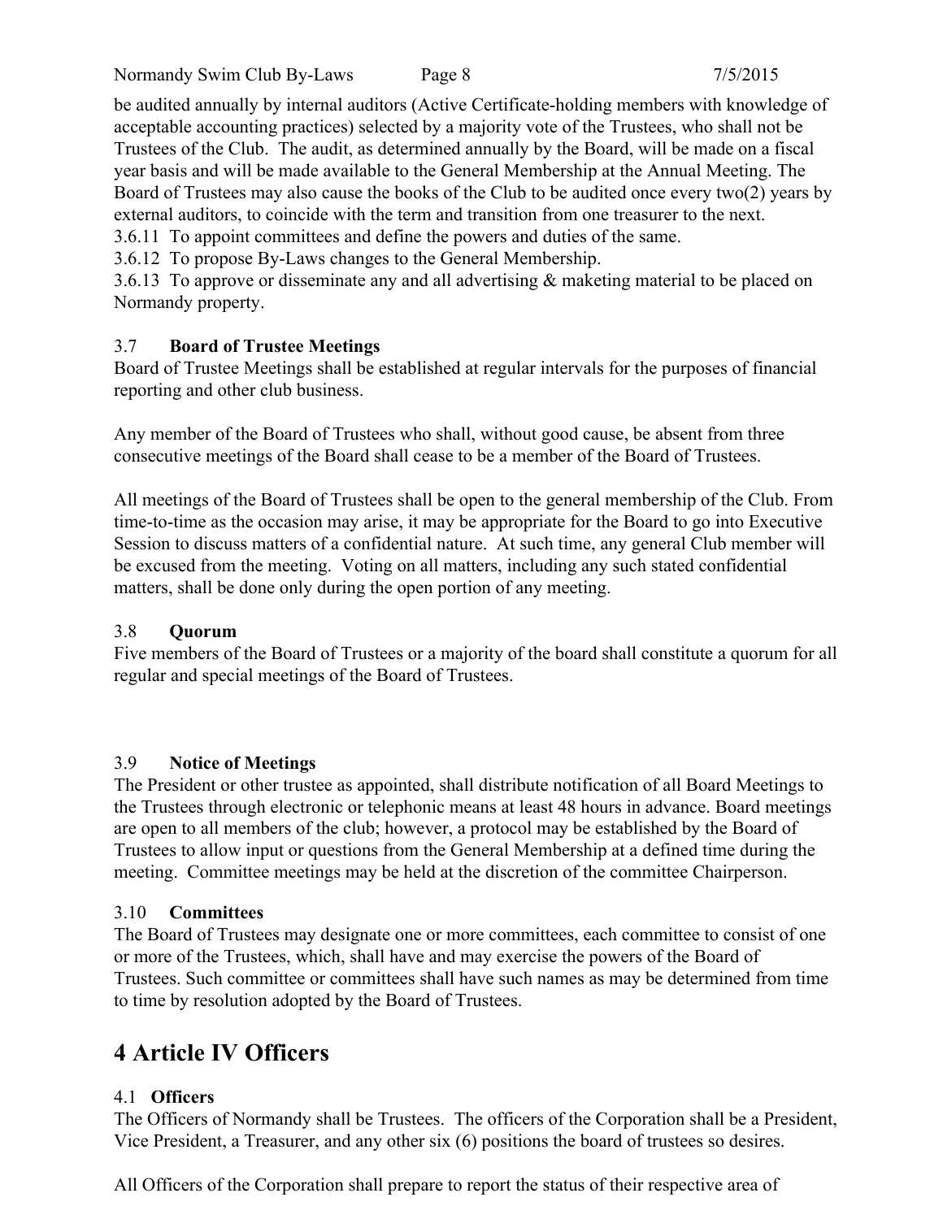be audited annually by internal auditors (Active Certificate-holding members with knowledge of acceptable accounting practices) selected by a majority vote of the Trustees, who shall not be Trustees of the Club. The audit, as determined annually by the Board, will be made on a fiscal year basis and will be made available to the General Membership at the Annual Meeting. The Board of Trustees may also cause the books of the Club to be audited once every two(2) years by external auditors, to coincide with the term and transition from one treasurer to the next.

3.6.11 To appoint committees and define the powers and duties of the same.

3.6.12 To propose By-Laws changes to the General Membership.

3.6.13 To approve or disseminate any and all advertising & maketing material to be placed on Normandy property.

### 3.7 Board of Trustee Meetings

Board of Trustee Meetings shall be established at regular intervals for the purposes of financial reporting and other club business.

Any member of the Board of Trustees who shall, without good cause, be absent from three consecutive meetings of the Board shall cease to be a member of the Board of Trustees.

All meetings of the Board of Trustees shall be open to the general membership of the Club. From time-to-time as the occasion may arise, it may be appropriate for the Board to go into Executive Session to discuss matters of a confidential nature. At such time, any general Club member will be excused from the meeting. Voting on all matters, including any such stated confidential matters, shall be done only during the open portion of any meeting.

### 3.8 Quorum

Five members of the Board of Trustees or a majority of the board shall constitute a quorum for all regular and special meetings of the Board of Trustees.

### 3.9 Notice of Meetings

The President or other trustee as appointed, shall distribute notification of all Board Meetings to the Trustees through electronic or telephonic means at least 48 hours in advance. Board meetings are open to all members of the club; however, a protocol may be established by the Board of Trustees to allow input or questions from the General Membership at a defined time during the meeting. Committee meetings may be held at the discretion of the committee Chairperson.

### 3.10 Committees

The Board of Trustees may designate one or more committees, each committee to consist of one or more of the Trustees, which, shall have and may exercise the powers of the Board of Trustees. Such committee or committees shall have such names as may be determined from time to time by resolution adopted by the Board of Trustees.

# 4 Article IV Officers

### 4.1 Officers

The Officers of Normandy shall be Trustees. The officers of the Corporation shall be a President, Vice President, a Treasurer, and any other six (6) positions the board of trustees so desires.

All Officers of the Corporation shall prepare to report the status of their respective area of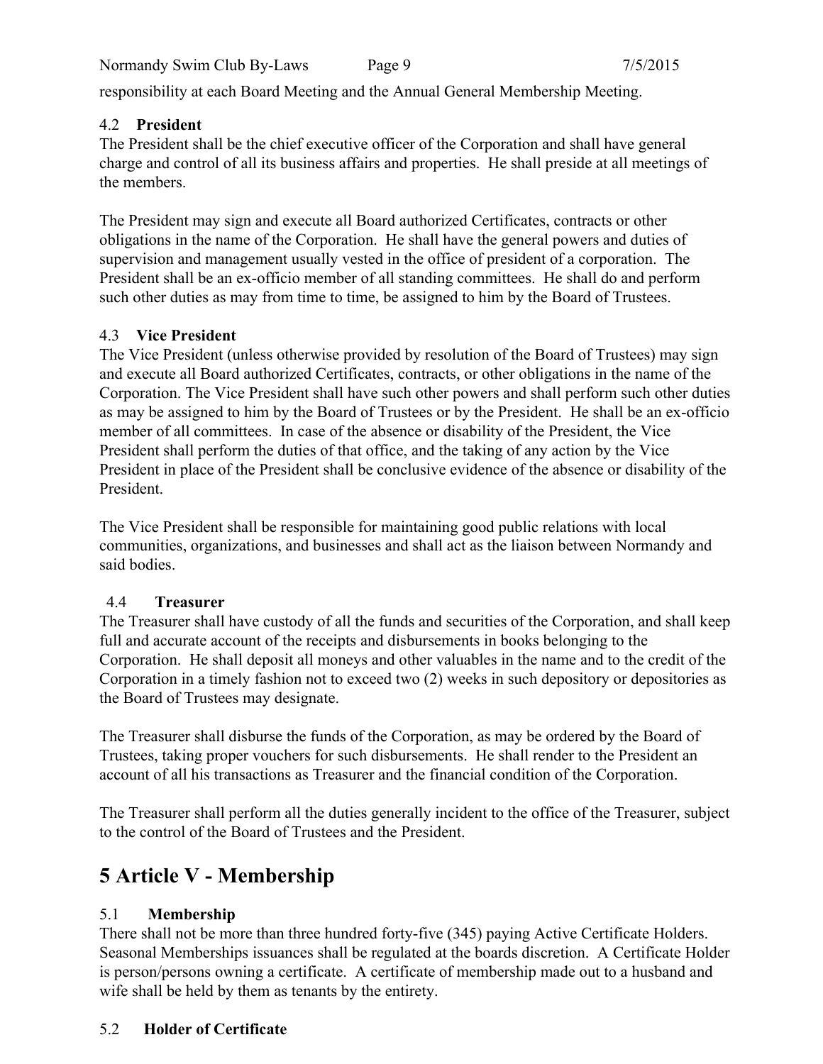responsibility at each Board Meeting and the Annual General Membership Meeting.

### 4.2 President

The President shall be the chief executive officer of the Corporation and shall have general charge and control of all its business affairs and properties. He shall preside at all meetings of the members.

The President may sign and execute all Board authorized Certificates, contracts or other obligations in the name of the Corporation. He shall have the general powers and duties of supervision and management usually vested in the office of president of a corporation. The President shall be an ex-officio member of all standing committees. He shall do and perform such other duties as may from time to time, be assigned to him by the Board of Trustees.

### 4.3 Vice President

The Vice President (unless otherwise provided by resolution of the Board of Trustees) may sign and execute all Board authorized Certificates, contracts, or other obligations in the name of the Corporation. The Vice President shall have such other powers and shall perform such other duties as may be assigned to him by the Board of Trustees or by the President. He shall be an ex-officio member of all committees. In case of the absence or disability of the President, the Vice President shall perform the duties of that office, and the taking of any action by the Vice President in place of the President shall be conclusive evidence of the absence or disability of the President.

The Vice President shall be responsible for maintaining good public relations with local communities, organizations, and businesses and shall act as the liaison between Normandy and said bodies.

### 4.4 Treasurer

The Treasurer shall have custody of all the funds and securities of the Corporation, and shall keep full and accurate account of the receipts and disbursements in books belonging to the Corporation. He shall deposit all moneys and other valuables in the name and to the credit of the Corporation in a timely fashion not to exceed two (2) weeks in such depository or depositories as the Board of Trustees may designate.

The Treasurer shall disburse the funds of the Corporation, as may be ordered by the Board of Trustees, taking proper vouchers for such disbursements. He shall render to the President an account of all his transactions as Treasurer and the financial condition of the Corporation.

The Treasurer shall perform all the duties generally incident to the office of the Treasurer, subject to the control of the Board of Trustees and the President.

# 5 Article V - Membership

### 5.1 Membership

There shall not be more than three hundred forty-five (345) paying Active Certificate Holders. Seasonal Memberships issuances shall be regulated at the boards discretion. A Certificate Holder is person/persons owning a certificate. A certificate of membership made out to a husband and wife shall be held by them as tenants by the entirety.

### 5.2 Holder of Certificate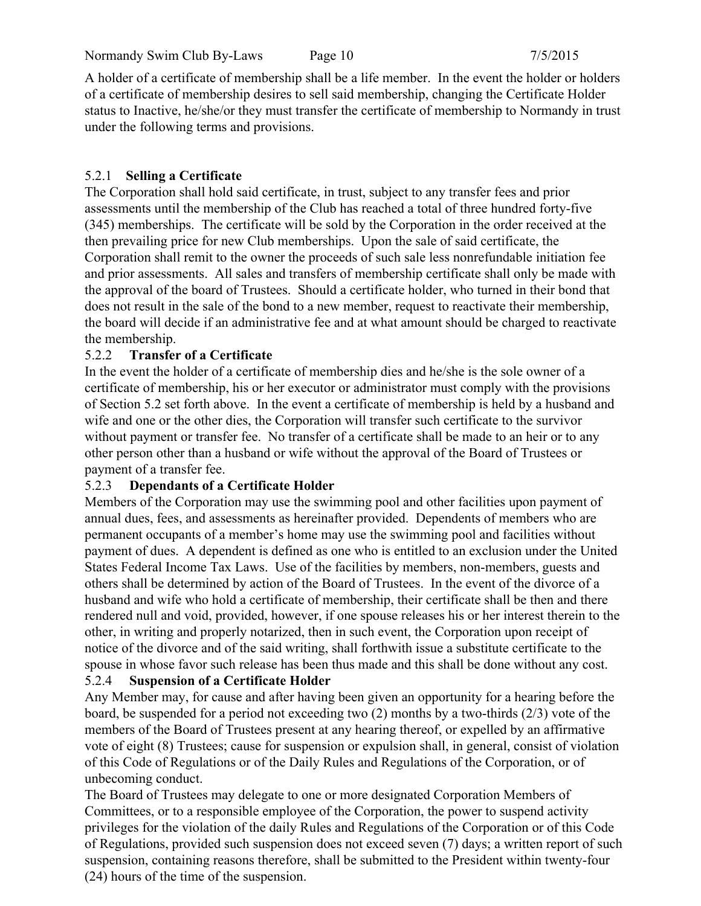A holder of a certificate of membership shall be a life member. In the event the holder or holders of a certificate of membership desires to sell said membership, changing the Certificate Holder status to Inactive, he/she/or they must transfer the certificate of membership to Normandy in trust under the following terms and provisions.

### 5.2.1 **Selling a Certificate**

The Corporation shall hold said certificate, in trust, subject to any transfer fees and prior assessments until the membership of the Club has reached a total of three hundred forty-five (345) memberships. The certificate will be sold by the Corporation in the order received at the then prevailing price for new Club memberships. Upon the sale of said certificate, the Corporation shall remit to the owner the proceeds of such sale less nonrefundable initiation fee and prior assessments. All sales and transfers of membership certificate shall only be made with the approval of the board of Trustees. Should a certificate holder, who turned in their bond that does not result in the sale of the bond to a new member, request to reactivate their membership, the board will decide if an administrative fee and at what amount should be charged to reactivate the membership.

### 5.2.2 **Transfer of a Certificate**

In the event the holder of a certificate of membership dies and he/she is the sole owner of a certificate of membership, his or her executor or administrator must comply with the provisions of Section 5.2 set forth above. In the event a certificate of membership is held by a husband and wife and one or the other dies, the Corporation will transfer such certificate to the survivor without payment or transfer fee. No transfer of a certificate shall be made to an heir or to any other person other than a husband or wife without the approval of the Board of Trustees or payment of a transfer fee.

### 5.2.3 **Dependants of a Certificate Holder**

Members of the Corporation may use the swimming pool and other facilities upon payment of annual dues, fees, and assessments as hereinafter provided. Dependents of members who are permanent occupants of a member's home may use the swimming pool and facilities without payment of dues. A dependent is defined as one who is entitled to an exclusion under the United States Federal Income Tax Laws. Use of the facilities by members, non-members, guests and others shall be determined by action of the Board of Trustees. In the event of the divorce of a husband and wife who hold a certificate of membership, their certificate shall be then and there rendered null and void, provided, however, if one spouse releases his or her interest therein to the other, in writing and properly notarized, then in such event, the Corporation upon receipt of notice of the divorce and of the said writing, shall forthwith issue a substitute certificate to the spouse in whose favor such release has been thus made and this shall be done without any cost.

### 5.2.4 **Suspension of a Certificate Holder**

Any Member may, for cause and after having been given an opportunity for a hearing before the board, be suspended for a period not exceeding two (2) months by a two-thirds (2/3) vote of the members of the Board of Trustees present at any hearing thereof, or expelled by an affirmative vote of eight (8) Trustees; cause for suspension or expulsion shall, in general, consist of violation of this Code of Regulations or of the Daily Rules and Regulations of the Corporation, or of unbecoming conduct.

The Board of Trustees may delegate to one or more designated Corporation Members of Committees, or to a responsible employee of the Corporation, the power to suspend activity privileges for the violation of the daily Rules and Regulations of the Corporation or of this Code of Regulations, provided such suspension does not exceed seven (7) days; a written report of such suspension, containing reasons therefore, shall be submitted to the President within twenty-four (24) hours of the time of the suspension.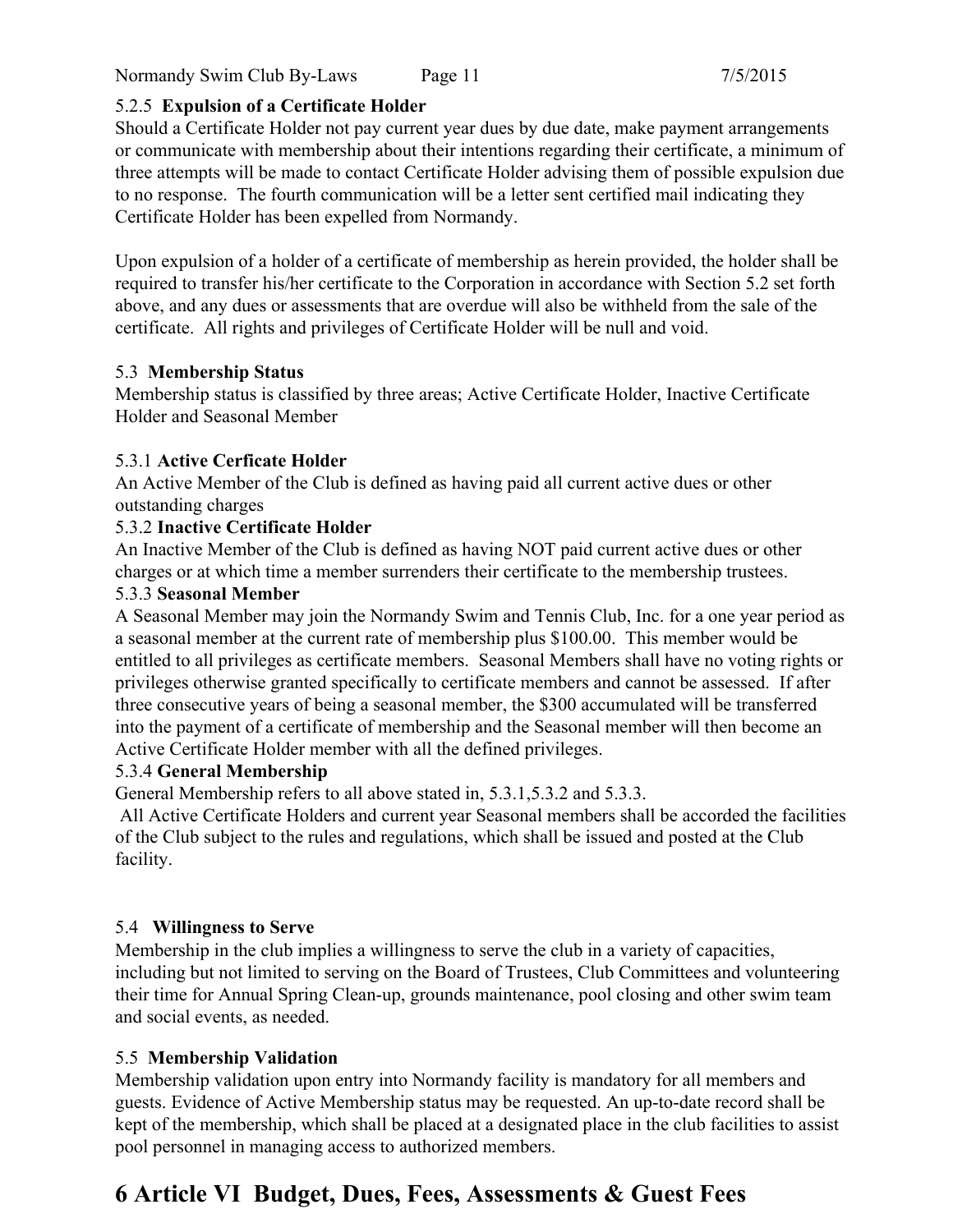5.2.5 **Expulsion of a Certificate Holder**

Should a Certificate Holder not pay current year dues by due date, make payment arrangements or communicate with membership about their intentions regarding their certificate, a minimum of three attempts will be made to contact Certificate Holder advising them of possible expulsion due to no response. The fourth communication will be a letter sent certified mail indicating they Certificate Holder has been expelled from Normandy.

Upon expulsion of a holder of a certificate of membership as herein provided, the holder shall be required to transfer his/her certificate to the Corporation in accordance with Section 5.2 set forth above, and any dues or assessments that are overdue will also be withheld from the sale of the certificate. All rights and privileges of Certificate Holder will be null and void.

5.3 **Membership Status**

Membership status is classified by three areas; Active Certificate Holder, Inactive Certificate Holder and Seasonal Member

5.3.1 **Active Cerficate Holder**

An Active Member of the Club is defined as having paid all current active dues or other outstanding charges

5.3.2 **Inactive Certificate Holder**

An Inactive Member of the Club is defined as having NOT paid current active dues or other charges or at which time a member surrenders their certificate to the membership trustees.

5.3.3 **Seasonal Member**

A Seasonal Member may join the Normandy Swim and Tennis Club, Inc. for a one year period as a seasonal member at the current rate of membership plus $100.00. This member would be entitled to all privileges as certificate members. Seasonal Members shall have no voting rights or privileges otherwise granted specifically to certificate members and cannot be assessed. If after three consecutive years of being a seasonal member, the $300 accumulated will be transferred into the payment of a certificate of membership and the Seasonal member will then become an Active Certificate Holder member with all the defined privileges.

5.3.4 **General Membership**

General Membership refers to all above stated in, 5.3.1,5.3.2 and 5.3.3.

All Active Certificate Holders and current year Seasonal members shall be accorded the facilities of the Club subject to the rules and regulations, which shall be issued and posted at the Club facility.

5.4 **Willingness to Serve**

Membership in the club implies a willingness to serve the club in a variety of capacities, including but not limited to serving on the Board of Trustees, Club Committees and volunteering their time for Annual Spring Clean-up, grounds maintenance, pool closing and other swim team and social events, as needed.

5.5 **Membership Validation**

Membership validation upon entry into Normandy facility is mandatory for all members and guests. Evidence of Active Membership status may be requested. An up-to-date record shall be kept of the membership, which shall be placed at a designated place in the club facilities to assist pool personnel in managing access to authorized members.

# 6 Article VI Budget, Dues, Fees, Assessments & Guest Fees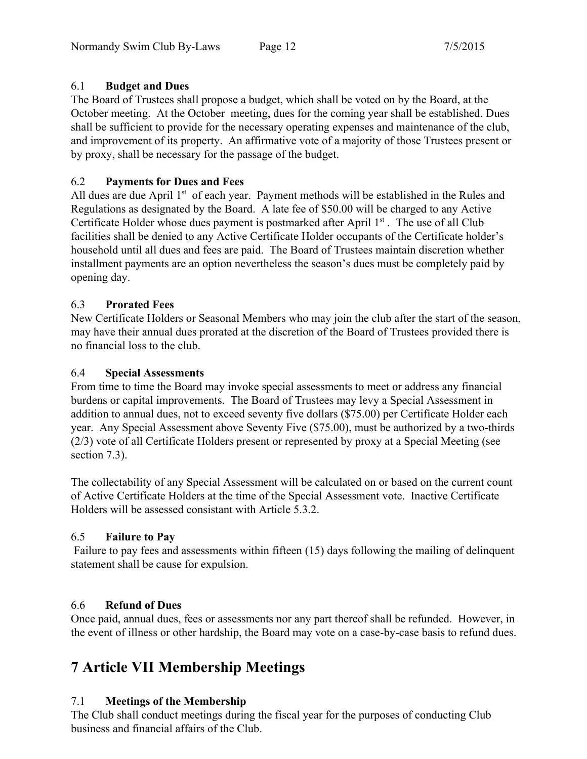### 6.1 **Budget and Dues**

The Board of Trustees shall propose a budget, which shall be voted on by the Board, at the October meeting. At the October meeting, dues for the coming year shall be established. Dues shall be sufficient to provide for the necessary operating expenses and maintenance of the club, and improvement of its property. An affirmative vote of a majority of those Trustees present or by proxy, shall be necessary for the passage of the budget.

### 6.2 **Payments for Dues and Fees**

All dues are due April 1st of each year. Payment methods will be established in the Rules and Regulations as designated by the Board. A late fee of $50.00 will be charged to any Active Certificate Holder whose dues payment is postmarked after April 1st. The use of all Club facilities shall be denied to any Active Certificate Holder occupants of the Certificate holder's household until all dues and fees are paid. The Board of Trustees maintain discretion whether installment payments are an option nevertheless the season's dues must be completely paid by opening day.

### 6.3 **Prorated Fees**

New Certificate Holders or Seasonal Members who may join the club after the start of the season, may have their annual dues prorated at the discretion of the Board of Trustees provided there is no financial loss to the club.

### 6.4 **Special Assessments**

From time to time the Board may invoke special assessments to meet or address any financial burdens or capital improvements. The Board of Trustees may levy a Special Assessment in addition to annual dues, not to exceed seventy five dollars ($75.00) per Certificate Holder each year. Any Special Assessment above Seventy Five ($75.00), must be authorized by a two-thirds (2/3) vote of all Certificate Holders present or represented by proxy at a Special Meeting (see section 7.3).

The collectability of any Special Assessment will be calculated on or based on the current count of Active Certificate Holders at the time of the Special Assessment vote. Inactive Certificate Holders will be assessed consistant with Article 5.3.2.

### 6.5 **Failure to Pay**

Failure to pay fees and assessments within fifteen (15) days following the mailing of delinquent statement shall be cause for expulsion.

### 6.6 **Refund of Dues**

Once paid, annual dues, fees or assessments nor any part thereof shall be refunded. However, in the event of illness or other hardship, the Board may vote on a case-by-case basis to refund dues.

# 7 Article VII Membership Meetings

### 7.1 **Meetings of the Membership**

The Club shall conduct meetings during the fiscal year for the purposes of conducting Club business and financial affairs of the Club.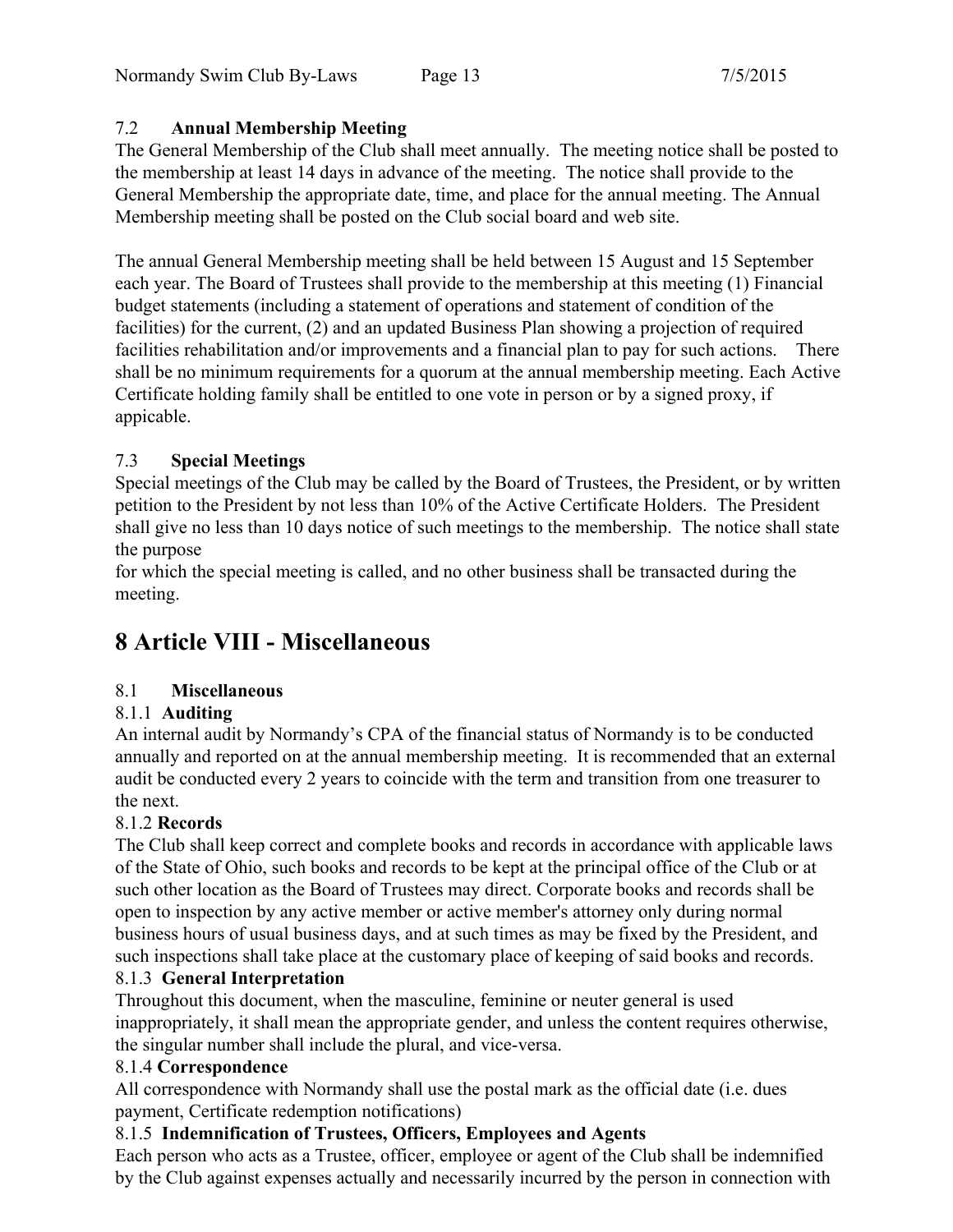### 7.2 Annual Membership Meeting

The General Membership of the Club shall meet annually. The meeting notice shall be posted to the membership at least 14 days in advance of the meeting. The notice shall provide to the General Membership the appropriate date, time, and place for the annual meeting. The Annual Membership meeting shall be posted on the Club social board and web site.

The annual General Membership meeting shall be held between 15 August and 15 September each year. The Board of Trustees shall provide to the membership at this meeting (1) Financial budget statements (including a statement of operations and statement of condition of the facilities) for the current, (2) and an updated Business Plan showing a projection of required facilities rehabilitation and/or improvements and a financial plan to pay for such actions. There shall be no minimum requirements for a quorum at the annual membership meeting. Each Active Certificate holding family shall be entitled to one vote in person or by a signed proxy, if appicable.

### 7.3 Special Meetings

Special meetings of the Club may be called by the Board of Trustees, the President, or by written petition to the President by not less than 10% of the Active Certificate Holders. The President shall give no less than 10 days notice of such meetings to the membership. The notice shall state the purpose

for which the special meeting is called, and no other business shall be transacted during the meeting.

# 8 Article VIII - Miscellaneous

### 8.1 Miscellaneous

#### 8.1.1 Auditing

An internal audit by Normandy's CPA of the financial status of Normandy is to be conducted annually and reported on at the annual membership meeting. It is recommended that an external audit be conducted every 2 years to coincide with the term and transition from one treasurer to the next.

#### 8.1.2 Records

The Club shall keep correct and complete books and records in accordance with applicable laws of the State of Ohio, such books and records to be kept at the principal office of the Club or at such other location as the Board of Trustees may direct. Corporate books and records shall be open to inspection by any active member or active member's attorney only during normal business hours of usual business days, and at such times as may be fixed by the President, and such inspections shall take place at the customary place of keeping of said books and records.

#### 8.1.3 General Interpretation

Throughout this document, when the masculine, feminine or neuter general is used inappropriately, it shall mean the appropriate gender, and unless the content requires otherwise, the singular number shall include the plural, and vice-versa.

#### 8.1.4 Correspondence

All correspondence with Normandy shall use the postal mark as the official date (i.e. dues payment, Certificate redemption notifications)

#### 8.1.5 Indemnification of Trustees, Officers, Employees and Agents

Each person who acts as a Trustee, officer, employee or agent of the Club shall be indemnified by the Club against expenses actually and necessarily incurred by the person in connection with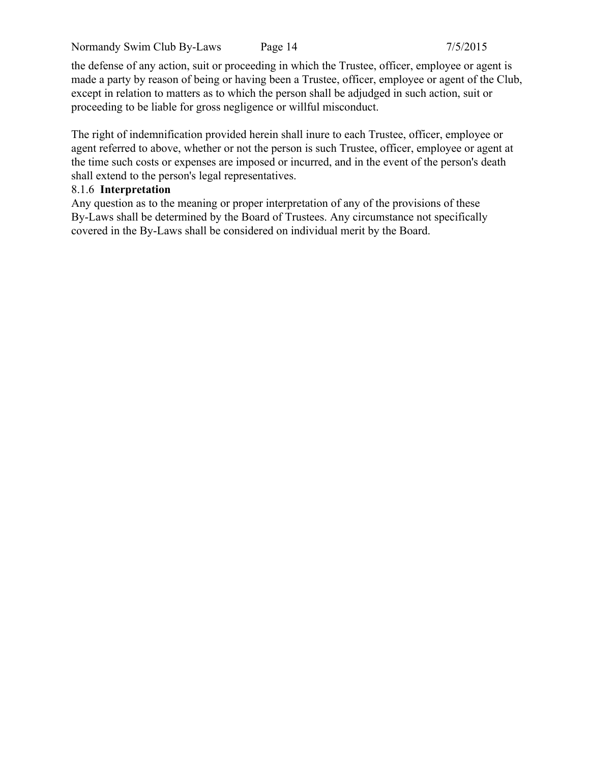the defense of any action, suit or proceeding in which the Trustee, officer, employee or agent is made a party by reason of being or having been a Trustee, officer, employee or agent of the Club, except in relation to matters as to which the person shall be adjudged in such action, suit or proceeding to be liable for gross negligence or willful misconduct.

The right of indemnification provided herein shall inure to each Trustee, officer, employee or agent referred to above, whether or not the person is such Trustee, officer, employee or agent at the time such costs or expenses are imposed or incurred, and in the event of the person's death shall extend to the person's legal representatives.

8.1.6 **Interpretation**

Any question as to the meaning or proper interpretation of any of the provisions of these By-Laws shall be determined by the Board of Trustees. Any circumstance not specifically covered in the By-Laws shall be considered on individual merit by the Board.